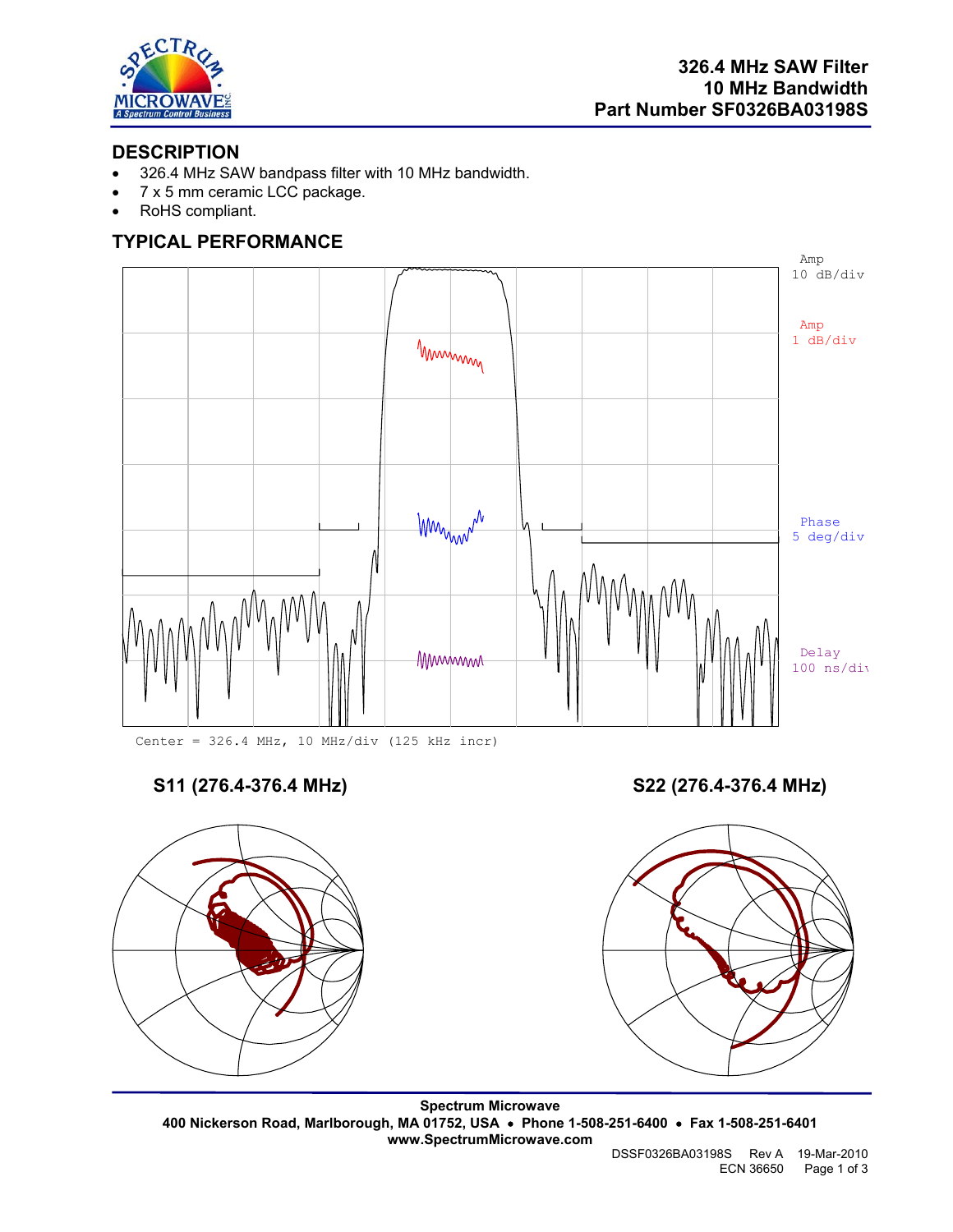**326.4 MHz SAW Filter**
**10 MHz Bandwidth**
**Part Number SF0326BA03198S**

## DESCRIPTION

- 326.4 MHz SAW bandpass filter with 10 MHz bandwidth.
- 7 x 5 mm ceramic LCC package.
- RoHS compliant.

## TYPICAL PERFORMANCE

Amp 10 dB/div

Amp 1 dB/div

Phase 5 deg/div

Delay 100 ns/div

Center = 326.4 MHz, 10 MHz/div (125 kHz incr)

**S11 (276.4-376.4 MHz)**

**S22 (276.4-376.4 MHz)**

**Spectrum Microwave**
**400 Nickerson Road, Marlborough, MA 01752, USA • Phone 1-508-251-6400 • Fax 1-508-251-6401**
**www.SpectrumMicrowave.com**

DSSF0326BA03198S Rev A 19-Mar-2010
ECN 36650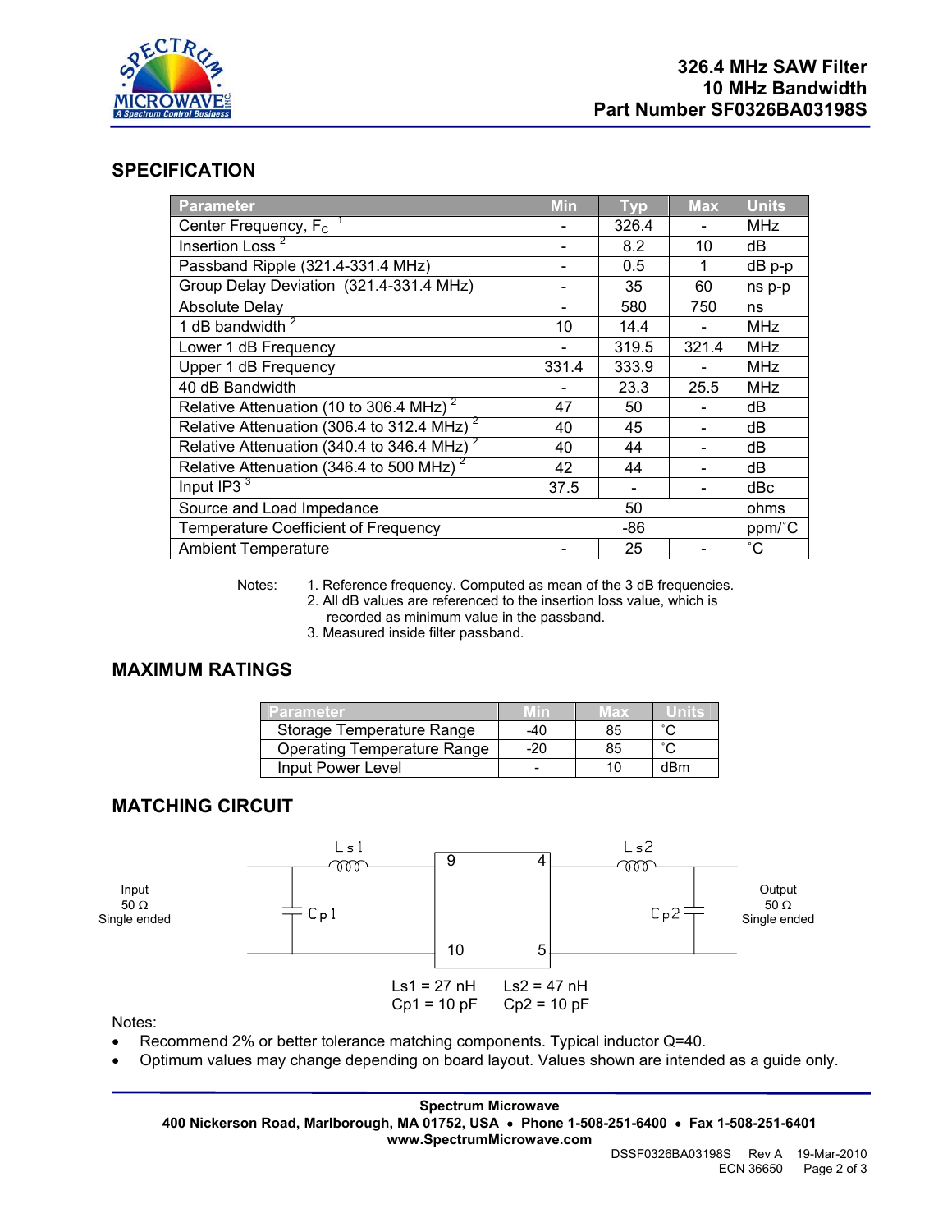**326.4 MHz SAW Filter**
**10 MHz Bandwidth**
**Part Number SF0326BA03198S**

## SPECIFICATION

| Parameter | Min | Typ | Max | Units |
|---|---|---|---|---|
| Center Frequency, $F_C$ [1] | - | 326.4 | - | MHz |
| Insertion Loss [2] | - | 8.2 | 10 | dB |
| Passband Ripple (321.4-331.4 MHz) | - | 0.5 | 1 | dB p-p |
| Group Delay Deviation (321.4-331.4 MHz) | - | 35 | 60 | ns p-p |
| Absolute Delay | - | 580 | 750 | ns |
| 1 dB bandwidth [2] | 10 | 14.4 | - | MHz |
| Lower 1 dB Frequency | - | 319.5 | 321.4 | MHz |
| Upper 1 dB Frequency | 331.4 | 333.9 | - | MHz |
| 40 dB Bandwidth | - | 23.3 | 25.5 | MHz |
| Relative Attenuation (10 to 306.4 MHz) [2] | 47 | 50 | - | dB |
| Relative Attenuation (306.4 to 312.4 MHz) [2] | 40 | 45 | - | dB |
| Relative Attenuation (340.4 to 346.4 MHz) [2] | 40 | 44 | - | dB |
| Relative Attenuation (346.4 to 500 MHz) [2] | 42 | 44 | - | dB |
| Input IP3 [3] | 37.5 | - | - | dBc |
| Source and Load Impedance | | 50 | | ohms |
| Temperature Coefficient of Frequency | | -86 | | ppm/˚C |
| Ambient Temperature | - | 25 | - | ˚C |

Notes:
1. Reference frequency. Computed as mean of the 3 dB frequencies.
2. All dB values are referenced to the insertion loss value, which is recorded as minimum value in the passband.
3. Measured inside filter passband.

## MAXIMUM RATINGS

| Parameter | Min | Max | Units |
|---|---|---|---|
| Storage Temperature Range | -40 | 85 | ˚C |
| Operating Temperature Range | -20 | 85 | ˚C |
| Input Power Level | - | 10 | dBm |

## MATCHING CIRCUIT

Input 50 Ω Single ended — Ls1 — Cp1 — [pins 9, 10 | pins 4, 5] — Ls2 — Cp2 — Output 50 Ω Single ended

Ls1 = 27 nH  Ls2 = 47 nH
Cp1 = 10 pF  Cp2 = 10 pF

Notes:
- Recommend 2% or better tolerance matching components. Typical inductor Q=40.
- Optimum values may change depending on board layout. Values shown are intended as a guide only.

**Spectrum Microwave**
**400 Nickerson Road, Marlborough, MA 01752, USA • Phone 1-508-251-6400 • Fax 1-508-251-6401**
**www.SpectrumMicrowave.com**

DSSF0326BA03198S Rev A 19-Mar-2010
ECN 36650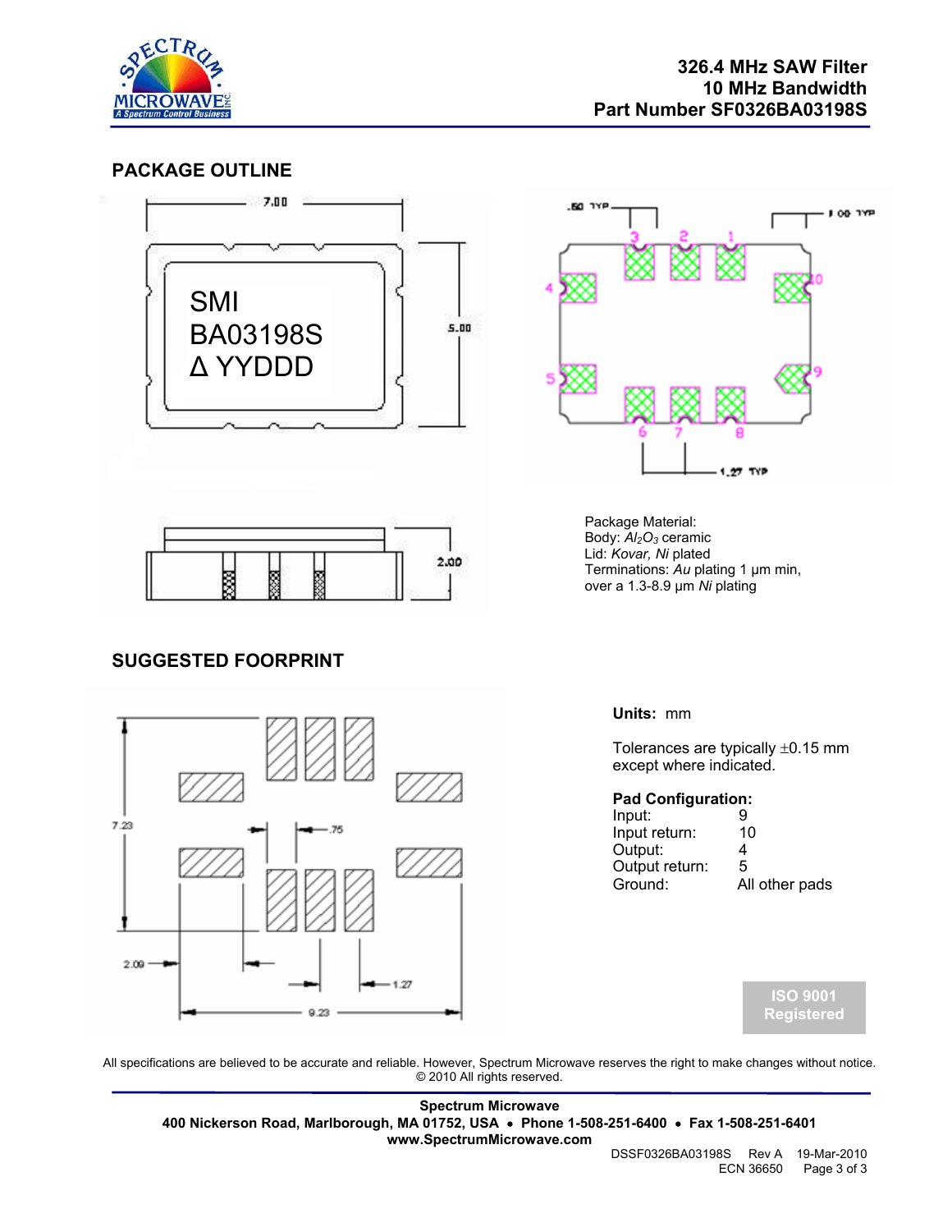326.4 MHz SAW Filter
10 MHz Bandwidth
Part Number SF0326BA03198S

## PACKAGE OUTLINE

7.00

SMI
BA03198S
Δ YYDDD

5.00

2.00

.50 TYP

1.00 TYP

3 2 1

4

10

5

9

6 7 8

1.27 TYP

Package Material:
Body: *$Al_2O_3$* ceramic
Lid: *Kovar, Ni* plated
Terminations: *Au* plating 1 μm min, over a 1.3-8.9 μm *Ni* plating

## SUGGESTED FOORPRINT

7.23

.75

2.09

1.27

9.23

**Units:** mm

Tolerances are typically ±0.15 mm except where indicated.

**Pad Configuration:**

| | |
|---|---|
| Input: | 9 |
| Input return: | 10 |
| Output: | 4 |
| Output return: | 5 |
| Ground: | All other pads |

ISO 9001
Registered

All specifications are believed to be accurate and reliable. However, Spectrum Microwave reserves the right to make changes without notice.
© 2010 All rights reserved.

**Spectrum Microwave**
**400 Nickerson Road, Marlborough, MA 01752, USA • Phone 1-508-251-6400 • Fax 1-508-251-6401**
**www.SpectrumMicrowave.com**

DSSF0326BA03198S Rev A 19-Mar-2010
ECN 36650